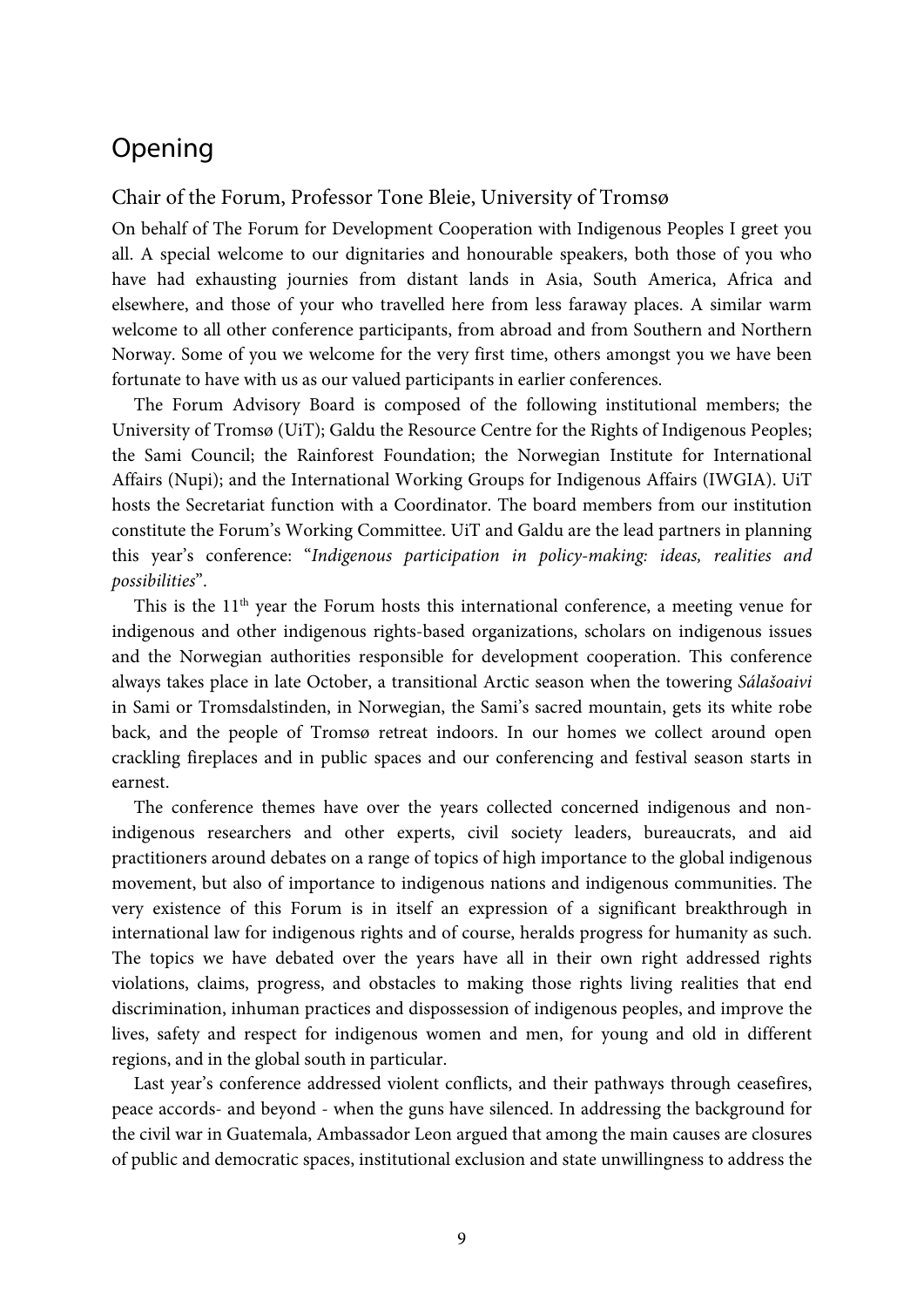# Opening

## Chair of the Forum, Professor Tone Bleie, University of Tromsø

On behalf of The Forum for Development Cooperation with Indigenous Peoples I greet you all. A special welcome to our dignitaries and honourable speakers, both those of you who have had exhausting journies from distant lands in Asia, South America, Africa and elsewhere, and those of your who travelled here from less faraway places. A similar warm welcome to all other conference participants, from abroad and from Southern and Northern Norway. Some of you we welcome for the very first time, others amongst you we have been fortunate to have with us as our valued participants in earlier conferences.

The Forum Advisory Board is composed of the following institutional members; the University of Tromsø (UiT); Galdu the Resource Centre for the Rights of Indigenous Peoples; the Sami Council; the Rainforest Foundation; the Norwegian Institute for International Affairs (Nupi); and the International Working Groups for Indigenous Affairs (IWGIA). UiT hosts the Secretariat function with a Coordinator. The board members from our institution constitute the Forum's Working Committee. UiT and Galdu are the lead partners in planning this year's conference: "*Indigenous participation in policy-making: ideas, realities and possibilities*".

This is the 11th year the Forum hosts this international conference, a meeting venue for indigenous and other indigenous rights-based organizations, scholars on indigenous issues and the Norwegian authorities responsible for development cooperation. This conference always takes place in late October, a transitional Arctic season when the towering *Sálašoaivi* in Sami or Tromsdalstinden, in Norwegian, the Sami's sacred mountain, gets its white robe back, and the people of Tromsø retreat indoors. In our homes we collect around open crackling fireplaces and in public spaces and our conferencing and festival season starts in earnest.

The conference themes have over the years collected concerned indigenous and non-indigenous researchers and other experts, civil society leaders, bureaucrats, and aid practitioners around debates on a range of topics of high importance to the global indigenous movement, but also of importance to indigenous nations and indigenous communities. The very existence of this Forum is in itself an expression of a significant breakthrough in international law for indigenous rights and of course, heralds progress for humanity as such. The topics we have debated over the years have all in their own right addressed rights violations, claims, progress, and obstacles to making those rights living realities that end discrimination, inhuman practices and dispossession of indigenous peoples, and improve the lives, safety and respect for indigenous women and men, for young and old in different regions, and in the global south in particular.

Last year's conference addressed violent conflicts, and their pathways through ceasefires, peace accords- and beyond - when the guns have silenced. In addressing the background for the civil war in Guatemala, Ambassador Leon argued that among the main causes are closures of public and democratic spaces, institutional exclusion and state unwillingness to address the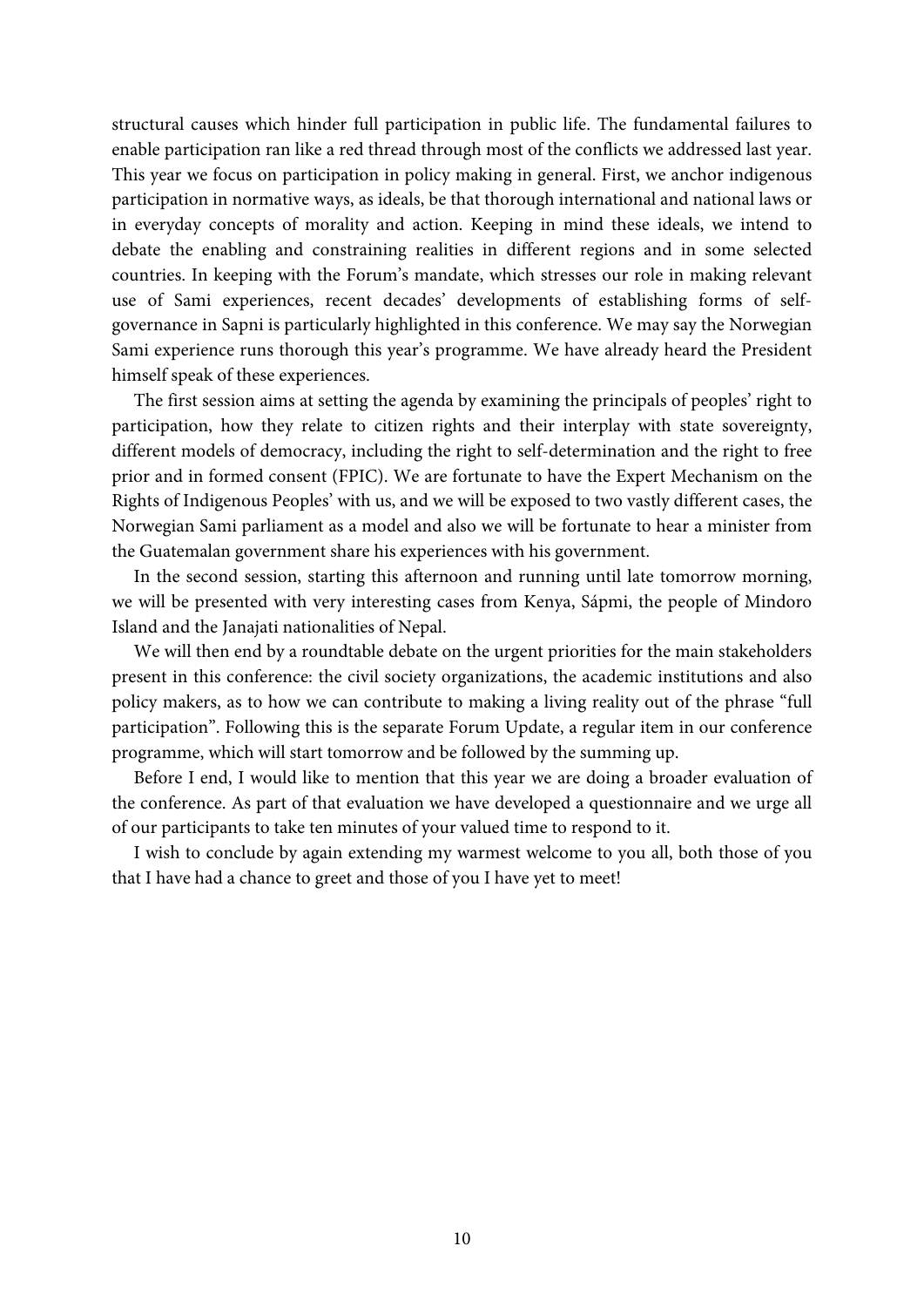structural causes which hinder full participation in public life. The fundamental failures to enable participation ran like a red thread through most of the conflicts we addressed last year. This year we focus on participation in policy making in general. First, we anchor indigenous participation in normative ways, as ideals, be that thorough international and national laws or in everyday concepts of morality and action. Keeping in mind these ideals, we intend to debate the enabling and constraining realities in different regions and in some selected countries. In keeping with the Forum's mandate, which stresses our role in making relevant use of Sami experiences, recent decades' developments of establishing forms of self-governance in Sapni is particularly highlighted in this conference. We may say the Norwegian Sami experience runs thorough this year's programme. We have already heard the President himself speak of these experiences.

The first session aims at setting the agenda by examining the principals of peoples' right to participation, how they relate to citizen rights and their interplay with state sovereignty, different models of democracy, including the right to self-determination and the right to free prior and in formed consent (FPIC). We are fortunate to have the Expert Mechanism on the Rights of Indigenous Peoples' with us, and we will be exposed to two vastly different cases, the Norwegian Sami parliament as a model and also we will be fortunate to hear a minister from the Guatemalan government share his experiences with his government.

In the second session, starting this afternoon and running until late tomorrow morning, we will be presented with very interesting cases from Kenya, Sápmi, the people of Mindoro Island and the Janajati nationalities of Nepal.

We will then end by a roundtable debate on the urgent priorities for the main stakeholders present in this conference: the civil society organizations, the academic institutions and also policy makers, as to how we can contribute to making a living reality out of the phrase "full participation". Following this is the separate Forum Update, a regular item in our conference programme, which will start tomorrow and be followed by the summing up.

Before I end, I would like to mention that this year we are doing a broader evaluation of the conference. As part of that evaluation we have developed a questionnaire and we urge all of our participants to take ten minutes of your valued time to respond to it.

I wish to conclude by again extending my warmest welcome to you all, both those of you that I have had a chance to greet and those of you I have yet to meet!